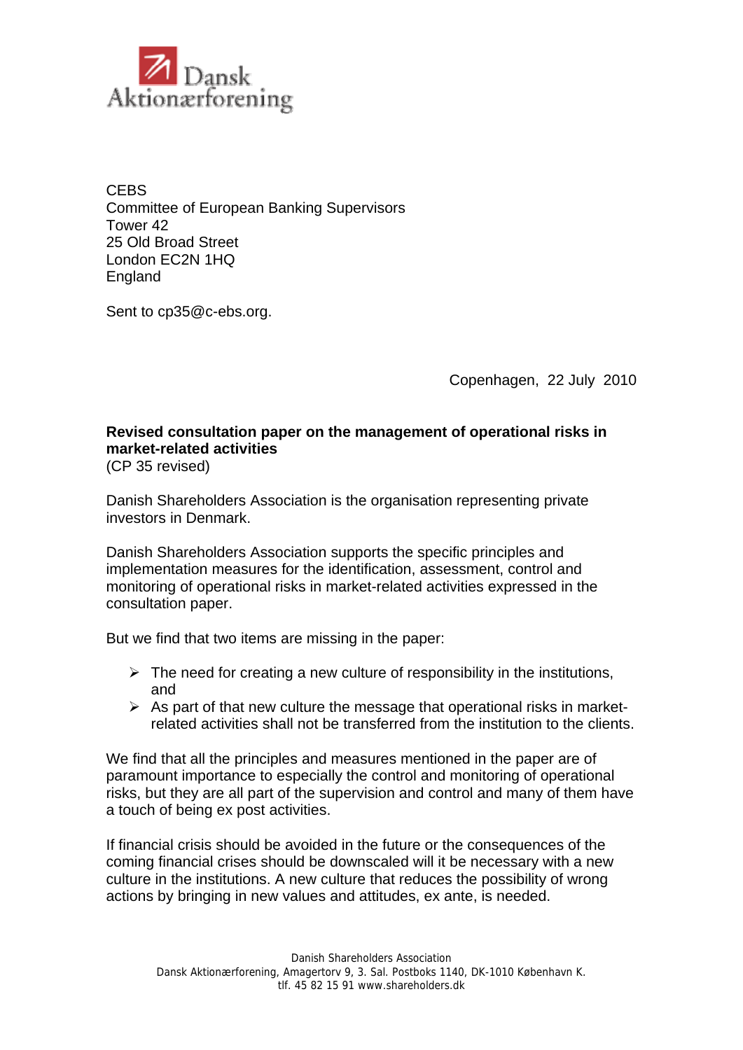Dansk Aktionærforening

CEBS
Committee of European Banking Supervisors
Tower 42
25 Old Broad Street
London EC2N 1HQ
England

Sent to cp35@c-ebs.org.

Copenhagen, 22 July 2010

**Revised consultation paper on the management of operational risks in market-related activities**
(CP 35 revised)

Danish Shareholders Association is the organisation representing private investors in Denmark.

Danish Shareholders Association supports the specific principles and implementation measures for the identification, assessment, control and monitoring of operational risks in market-related activities expressed in the consultation paper.

But we find that two items are missing in the paper:

- The need for creating a new culture of responsibility in the institutions, and
- As part of that new culture the message that operational risks in market-related activities shall not be transferred from the institution to the clients.

We find that all the principles and measures mentioned in the paper are of paramount importance to especially the control and monitoring of operational risks, but they are all part of the supervision and control and many of them have a touch of being ex post activities.

If financial crisis should be avoided in the future or the consequences of the coming financial crises should be downscaled will it be necessary with a new culture in the institutions. A new culture that reduces the possibility of wrong actions by bringing in new values and attitudes, ex ante, is needed.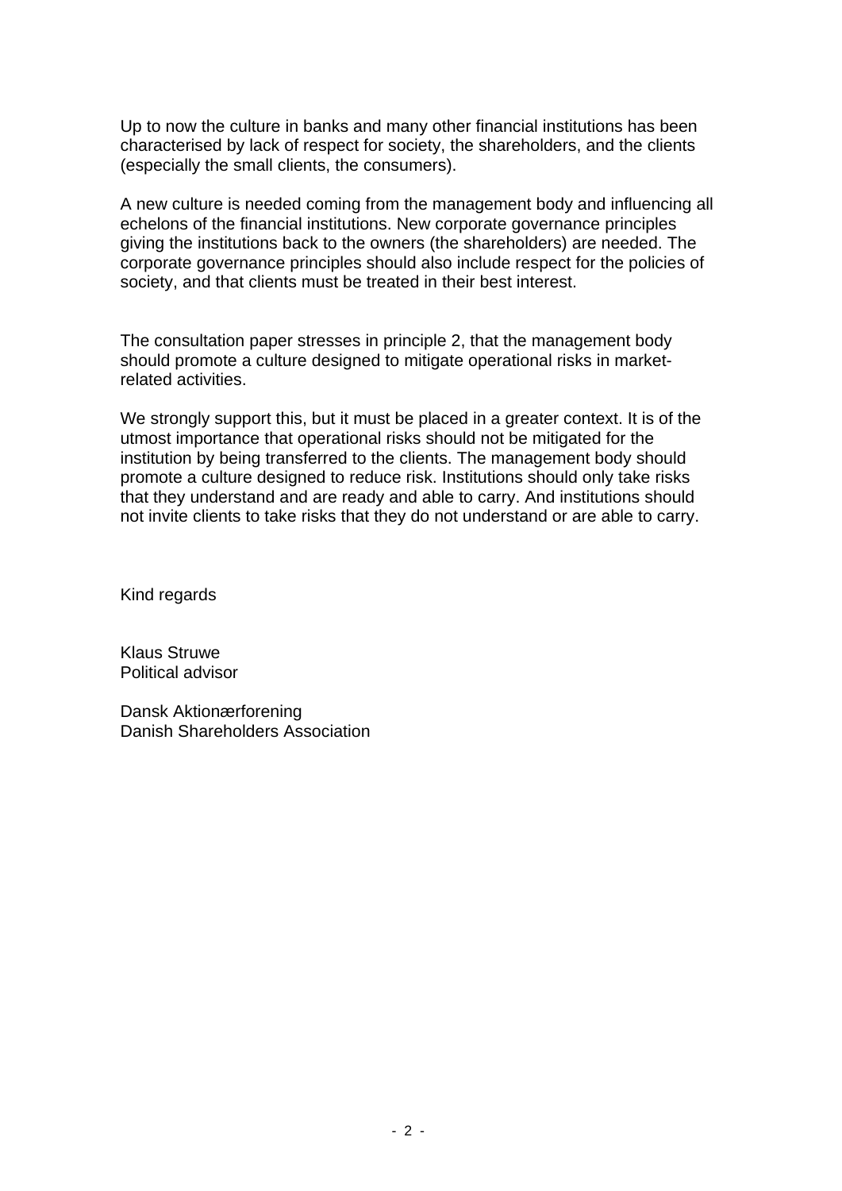Up to now the culture in banks and many other financial institutions has been characterised by lack of respect for society, the shareholders, and the clients (especially the small clients, the consumers).

A new culture is needed coming from the management body and influencing all echelons of the financial institutions. New corporate governance principles giving the institutions back to the owners (the shareholders) are needed. The corporate governance principles should also include respect for the policies of society, and that clients must be treated in their best interest.

The consultation paper stresses in principle 2, that the management body should promote a culture designed to mitigate operational risks in market-related activities.

We strongly support this, but it must be placed in a greater context. It is of the utmost importance that operational risks should not be mitigated for the institution by being transferred to the clients. The management body should promote a culture designed to reduce risk. Institutions should only take risks that they understand and are ready and able to carry. And institutions should not invite clients to take risks that they do not understand or are able to carry.

Kind regards

Klaus Struwe
Political advisor

Dansk Aktionærforening
Danish Shareholders Association